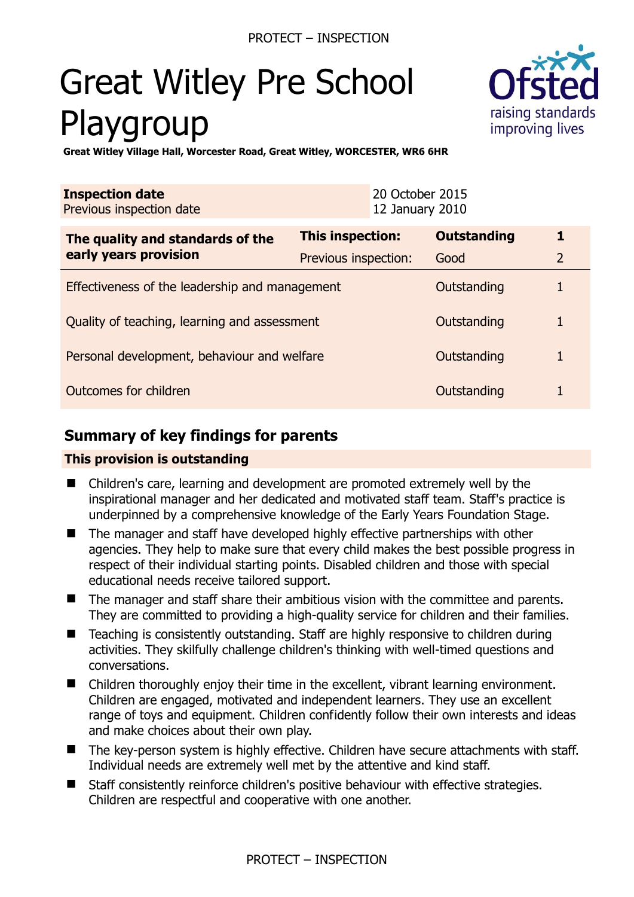# Great Witley Pre School Playgroup

**Great Witley Village Hall, Worcester Road, Great Witley, WORCESTER, WR6 6HR**

| **Inspection date** | 20 October 2015 |
|---|---|
| Previous inspection date | 12 January 2010 |

| **The quality and standards of the early years provision** | **This inspection:** | **Outstanding** | **1** |
|---|---|---|---|
| | Previous inspection: | Good | 2 |
| Effectiveness of the leadership and management | | Outstanding | 1 |
| Quality of teaching, learning and assessment | | Outstanding | 1 |
| Personal development, behaviour and welfare | | Outstanding | 1 |
| Outcomes for children | | Outstanding | 1 |

## Summary of key findings for parents

**This provision is outstanding**

- Children's care, learning and development are promoted extremely well by the inspirational manager and her dedicated and motivated staff team. Staff's practice is underpinned by a comprehensive knowledge of the Early Years Foundation Stage.
- The manager and staff have developed highly effective partnerships with other agencies. They help to make sure that every child makes the best possible progress in respect of their individual starting points. Disabled children and those with special educational needs receive tailored support.
- The manager and staff share their ambitious vision with the committee and parents. They are committed to providing a high-quality service for children and their families.
- Teaching is consistently outstanding. Staff are highly responsive to children during activities. They skilfully challenge children's thinking with well-timed questions and conversations.
- Children thoroughly enjoy their time in the excellent, vibrant learning environment. Children are engaged, motivated and independent learners. They use an excellent range of toys and equipment. Children confidently follow their own interests and ideas and make choices about their own play.
- The key-person system is highly effective. Children have secure attachments with staff. Individual needs are extremely well met by the attentive and kind staff.
- Staff consistently reinforce children's positive behaviour with effective strategies. Children are respectful and cooperative with one another.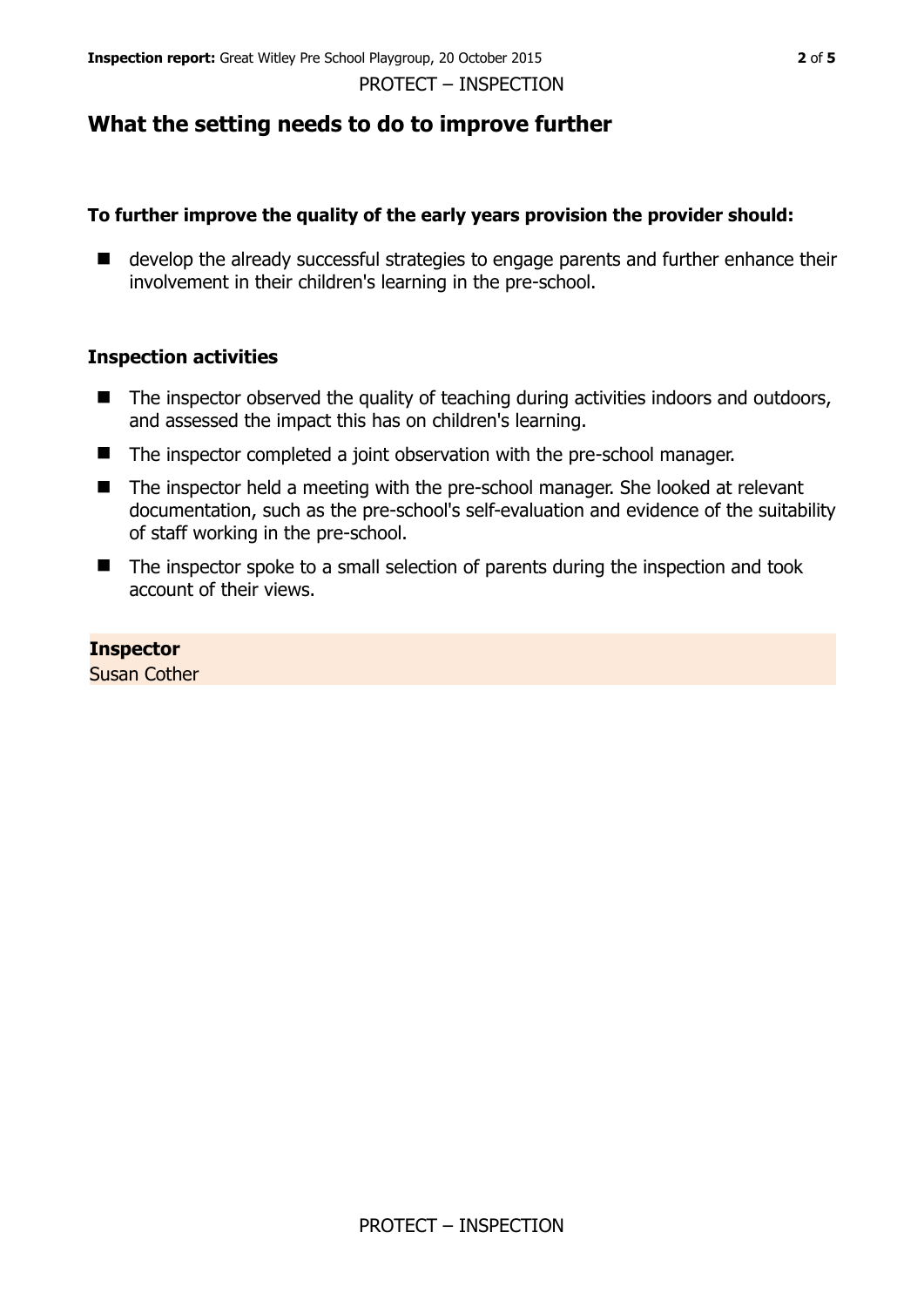## What the setting needs to do to improve further

**To further improve the quality of the early years provision the provider should:**

- develop the already successful strategies to engage parents and further enhance their involvement in their children's learning in the pre-school.

### Inspection activities

- The inspector observed the quality of teaching during activities indoors and outdoors, and assessed the impact this has on children's learning.
- The inspector completed a joint observation with the pre-school manager.
- The inspector held a meeting with the pre-school manager. She looked at relevant documentation, such as the pre-school's self-evaluation and evidence of the suitability of staff working in the pre-school.
- The inspector spoke to a small selection of parents during the inspection and took account of their views.

**Inspector**
Susan Cother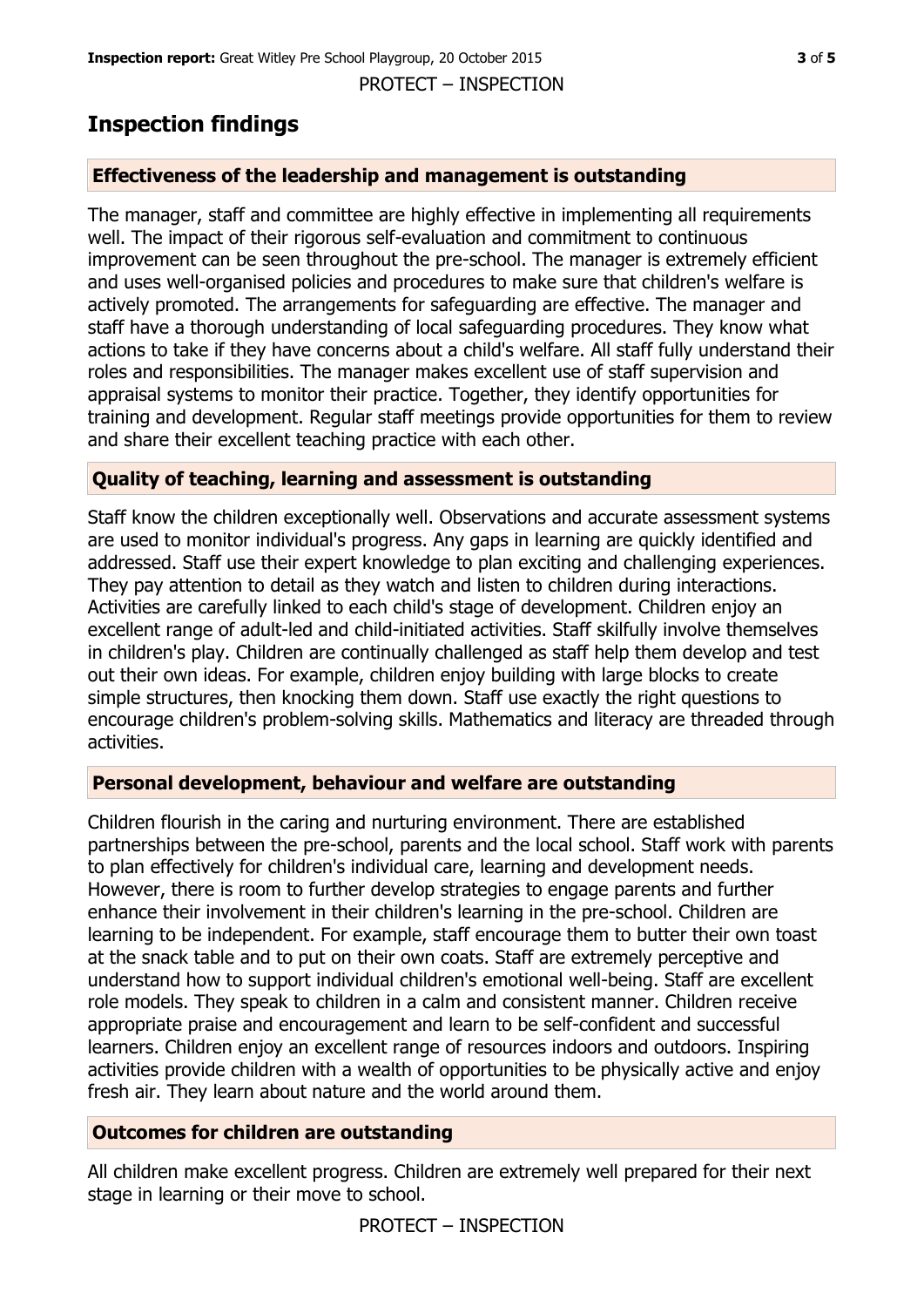## Inspection findings

### Effectiveness of the leadership and management is outstanding

The manager, staff and committee are highly effective in implementing all requirements well. The impact of their rigorous self-evaluation and commitment to continuous improvement can be seen throughout the pre-school. The manager is extremely efficient and uses well-organised policies and procedures to make sure that children's welfare is actively promoted. The arrangements for safeguarding are effective. The manager and staff have a thorough understanding of local safeguarding procedures. They know what actions to take if they have concerns about a child's welfare. All staff fully understand their roles and responsibilities. The manager makes excellent use of staff supervision and appraisal systems to monitor their practice. Together, they identify opportunities for training and development. Regular staff meetings provide opportunities for them to review and share their excellent teaching practice with each other.

### Quality of teaching, learning and assessment is outstanding

Staff know the children exceptionally well. Observations and accurate assessment systems are used to monitor individual's progress. Any gaps in learning are quickly identified and addressed. Staff use their expert knowledge to plan exciting and challenging experiences. They pay attention to detail as they watch and listen to children during interactions. Activities are carefully linked to each child's stage of development. Children enjoy an excellent range of adult-led and child-initiated activities. Staff skilfully involve themselves in children's play. Children are continually challenged as staff help them develop and test out their own ideas. For example, children enjoy building with large blocks to create simple structures, then knocking them down. Staff use exactly the right questions to encourage children's problem-solving skills. Mathematics and literacy are threaded through activities.

### Personal development, behaviour and welfare are outstanding

Children flourish in the caring and nurturing environment. There are established partnerships between the pre-school, parents and the local school. Staff work with parents to plan effectively for children's individual care, learning and development needs. However, there is room to further develop strategies to engage parents and further enhance their involvement in their children's learning in the pre-school. Children are learning to be independent. For example, staff encourage them to butter their own toast at the snack table and to put on their own coats. Staff are extremely perceptive and understand how to support individual children's emotional well-being. Staff are excellent role models. They speak to children in a calm and consistent manner. Children receive appropriate praise and encouragement and learn to be self-confident and successful learners. Children enjoy an excellent range of resources indoors and outdoors. Inspiring activities provide children with a wealth of opportunities to be physically active and enjoy fresh air. They learn about nature and the world around them.

### Outcomes for children are outstanding

All children make excellent progress. Children are extremely well prepared for their next stage in learning or their move to school.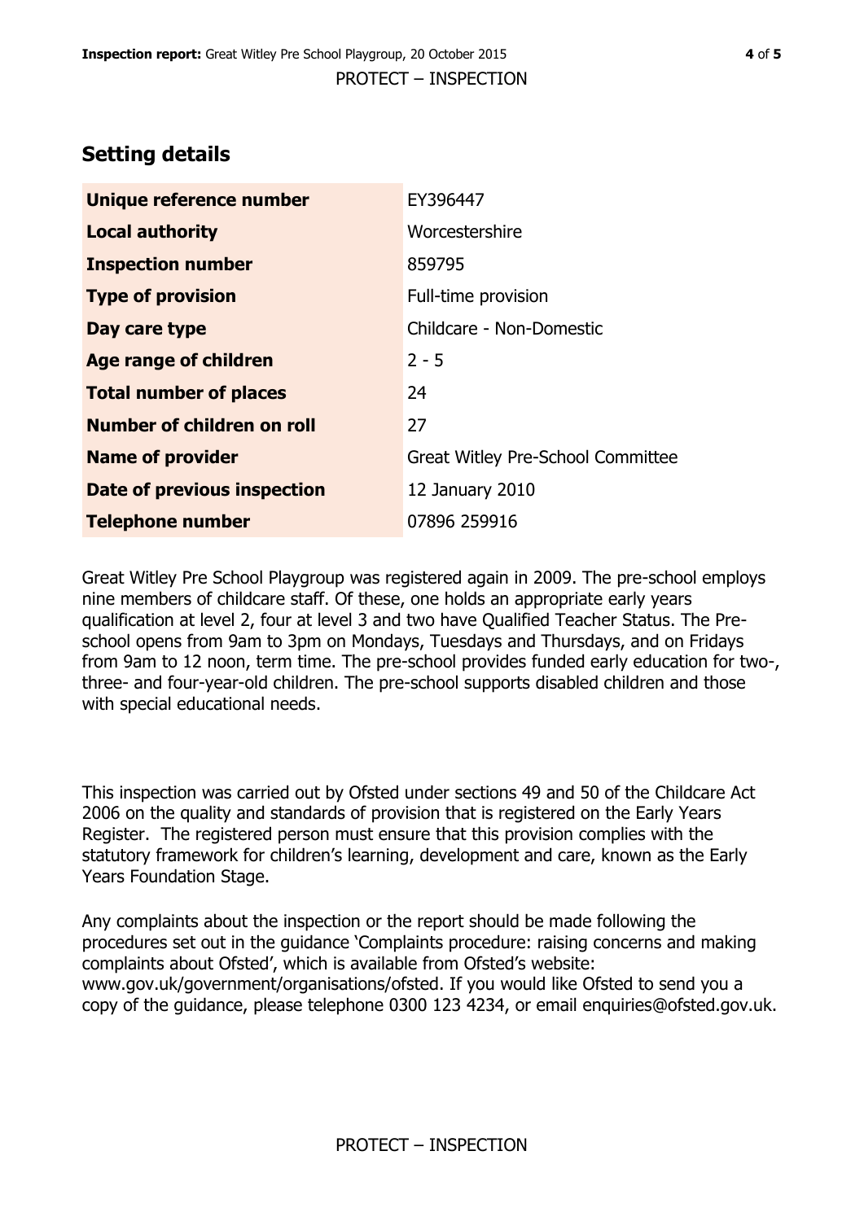## Setting details

| | |
|---|---|
| **Unique reference number** | EY396447 |
| **Local authority** | Worcestershire |
| **Inspection number** | 859795 |
| **Type of provision** | Full-time provision |
| **Day care type** | Childcare - Non-Domestic |
| **Age range of children** | 2 - 5 |
| **Total number of places** | 24 |
| **Number of children on roll** | 27 |
| **Name of provider** | Great Witley Pre-School Committee |
| **Date of previous inspection** | 12 January 2010 |
| **Telephone number** | 07896 259916 |

Great Witley Pre School Playgroup was registered again in 2009. The pre-school employs nine members of childcare staff. Of these, one holds an appropriate early years qualification at level 2, four at level 3 and two have Qualified Teacher Status. The Pre-school opens from 9am to 3pm on Mondays, Tuesdays and Thursdays, and on Fridays from 9am to 12 noon, term time. The pre-school provides funded early education for two-, three- and four-year-old children. The pre-school supports disabled children and those with special educational needs.

This inspection was carried out by Ofsted under sections 49 and 50 of the Childcare Act 2006 on the quality and standards of provision that is registered on the Early Years Register. The registered person must ensure that this provision complies with the statutory framework for children's learning, development and care, known as the Early Years Foundation Stage.

Any complaints about the inspection or the report should be made following the procedures set out in the guidance 'Complaints procedure: raising concerns and making complaints about Ofsted', which is available from Ofsted's website: www.gov.uk/government/organisations/ofsted. If you would like Ofsted to send you a copy of the guidance, please telephone 0300 123 4234, or email enquiries@ofsted.gov.uk.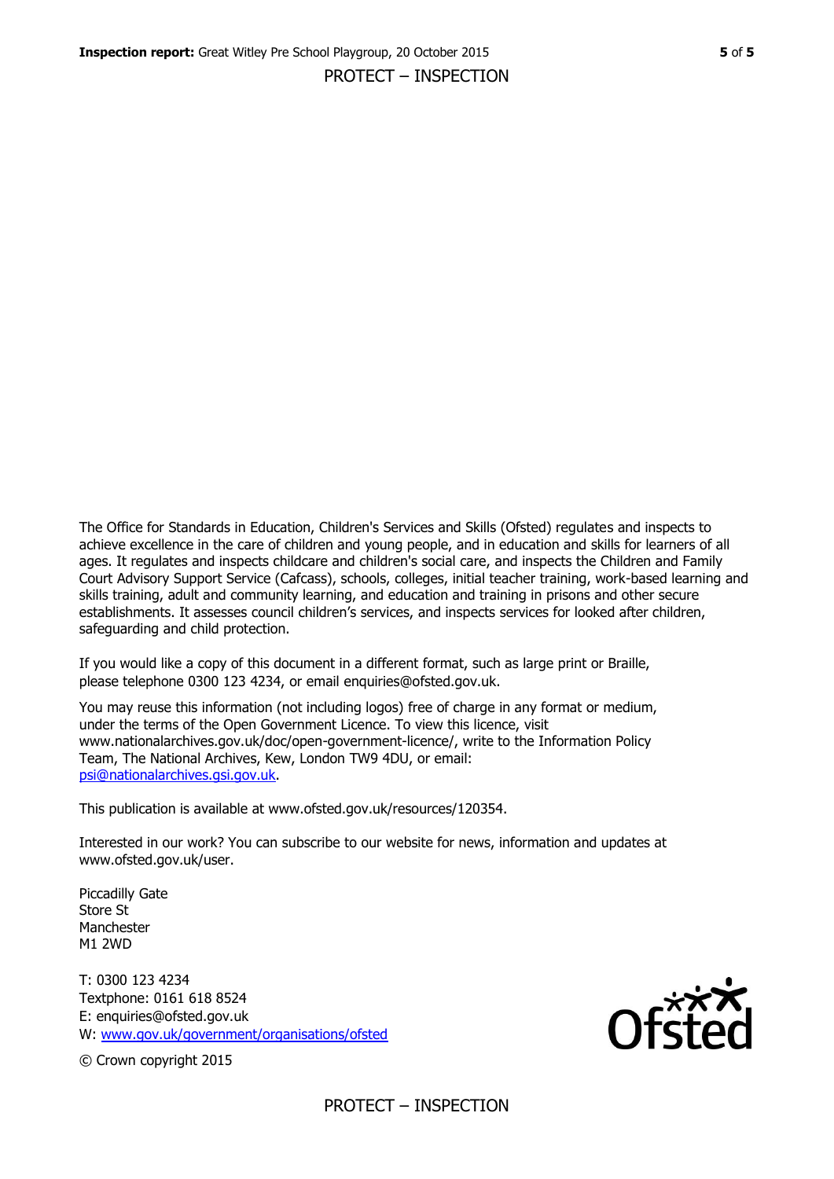The Office for Standards in Education, Children's Services and Skills (Ofsted) regulates and inspects to achieve excellence in the care of children and young people, and in education and skills for learners of all ages. It regulates and inspects childcare and children's social care, and inspects the Children and Family Court Advisory Support Service (Cafcass), schools, colleges, initial teacher training, work-based learning and skills training, adult and community learning, and education and training in prisons and other secure establishments. It assesses council children's services, and inspects services for looked after children, safeguarding and child protection.

If you would like a copy of this document in a different format, such as large print or Braille, please telephone 0300 123 4234, or email enquiries@ofsted.gov.uk.

You may reuse this information (not including logos) free of charge in any format or medium, under the terms of the Open Government Licence. To view this licence, visit www.nationalarchives.gov.uk/doc/open-government-licence/, write to the Information Policy Team, The National Archives, Kew, London TW9 4DU, or email: psi@nationalarchives.gsi.gov.uk.

This publication is available at www.ofsted.gov.uk/resources/120354.

Interested in our work? You can subscribe to our website for news, information and updates at www.ofsted.gov.uk/user.

Piccadilly Gate
Store St
Manchester
M1 2WD

T: 0300 123 4234
Textphone: 0161 618 8524
E: enquiries@ofsted.gov.uk
W: www.gov.uk/government/organisations/ofsted

© Crown copyright 2015